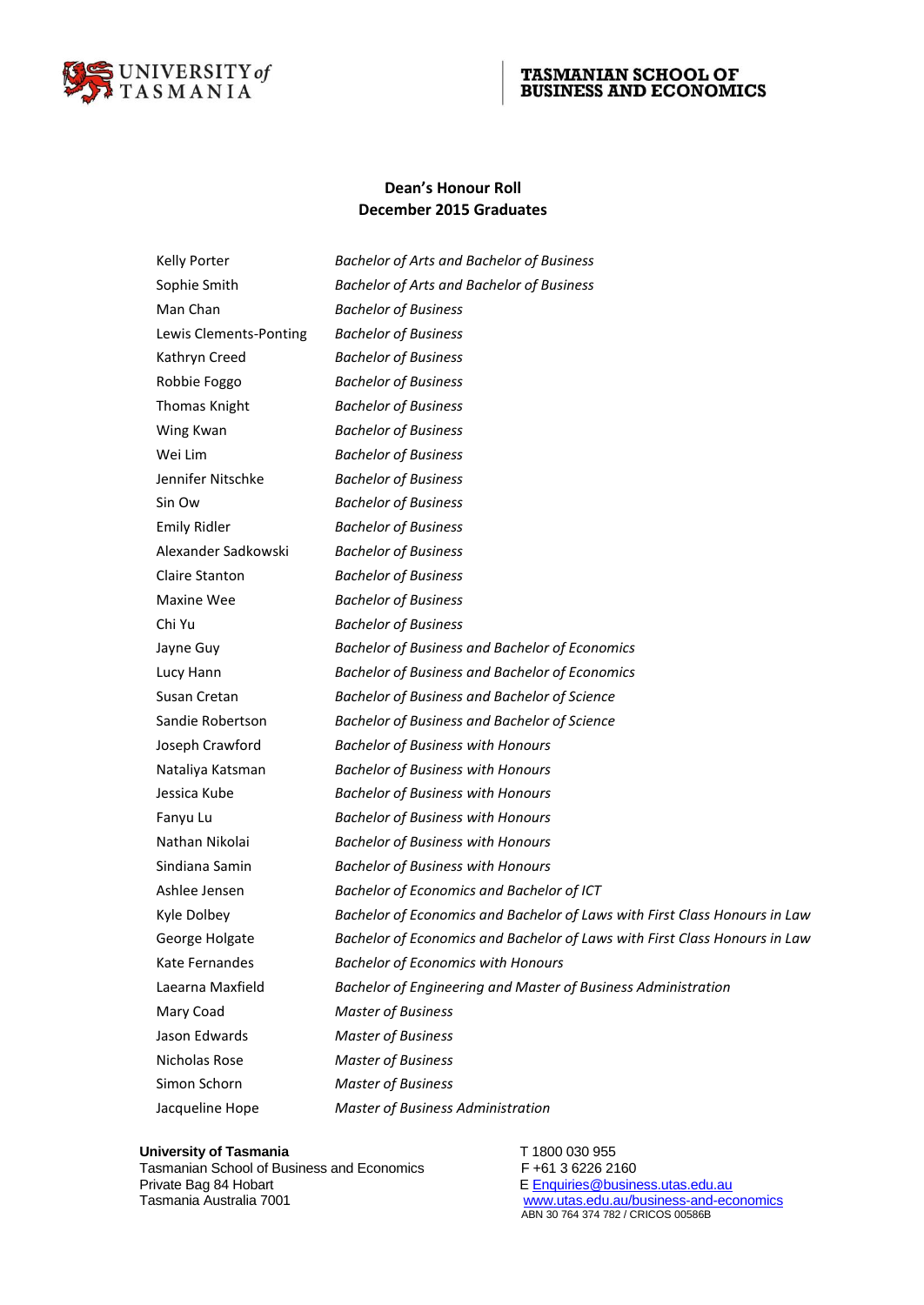UNIVERSITY of TASMANIA

TASMANIAN SCHOOL OF BUSINESS AND ECONOMICS

## Dean's Honour Roll
## December 2015 Graduates

| | |
|---|---|
| Kelly Porter | *Bachelor of Arts and Bachelor of Business* |
| Sophie Smith | *Bachelor of Arts and Bachelor of Business* |
| Man Chan | *Bachelor of Business* |
| Lewis Clements-Ponting | *Bachelor of Business* |
| Kathryn Creed | *Bachelor of Business* |
| Robbie Foggo | *Bachelor of Business* |
| Thomas Knight | *Bachelor of Business* |
| Wing Kwan | *Bachelor of Business* |
| Wei Lim | *Bachelor of Business* |
| Jennifer Nitschke | *Bachelor of Business* |
| Sin Ow | *Bachelor of Business* |
| Emily Ridler | *Bachelor of Business* |
| Alexander Sadkowski | *Bachelor of Business* |
| Claire Stanton | *Bachelor of Business* |
| Maxine Wee | *Bachelor of Business* |
| Chi Yu | *Bachelor of Business* |
| Jayne Guy | *Bachelor of Business and Bachelor of Economics* |
| Lucy Hann | *Bachelor of Business and Bachelor of Economics* |
| Susan Cretan | *Bachelor of Business and Bachelor of Science* |
| Sandie Robertson | *Bachelor of Business and Bachelor of Science* |
| Joseph Crawford | *Bachelor of Business with Honours* |
| Nataliya Katsman | *Bachelor of Business with Honours* |
| Jessica Kube | *Bachelor of Business with Honours* |
| Fanyu Lu | *Bachelor of Business with Honours* |
| Nathan Nikolai | *Bachelor of Business with Honours* |
| Sindiana Samin | *Bachelor of Business with Honours* |
| Ashlee Jensen | *Bachelor of Economics and Bachelor of ICT* |
| Kyle Dolbey | *Bachelor of Economics and Bachelor of Laws with First Class Honours in Law* |
| George Holgate | *Bachelor of Economics and Bachelor of Laws with First Class Honours in Law* |
| Kate Fernandes | *Bachelor of Economics with Honours* |
| Laearna Maxfield | *Bachelor of Engineering and Master of Business Administration* |
| Mary Coad | *Master of Business* |
| Jason Edwards | *Master of Business* |
| Nicholas Rose | *Master of Business* |
| Simon Schorn | *Master of Business* |
| Jacqueline Hope | *Master of Business Administration* |

**University of Tasmania**
Tasmanian School of Business and Economics
Private Bag 84 Hobart
Tasmania Australia 7001

T 1800 030 955
F +61 3 6226 2160
E Enquiries@business.utas.edu.au
www.utas.edu.au/business-and-economics
ABN 30 764 374 782 / CRICOS 00586B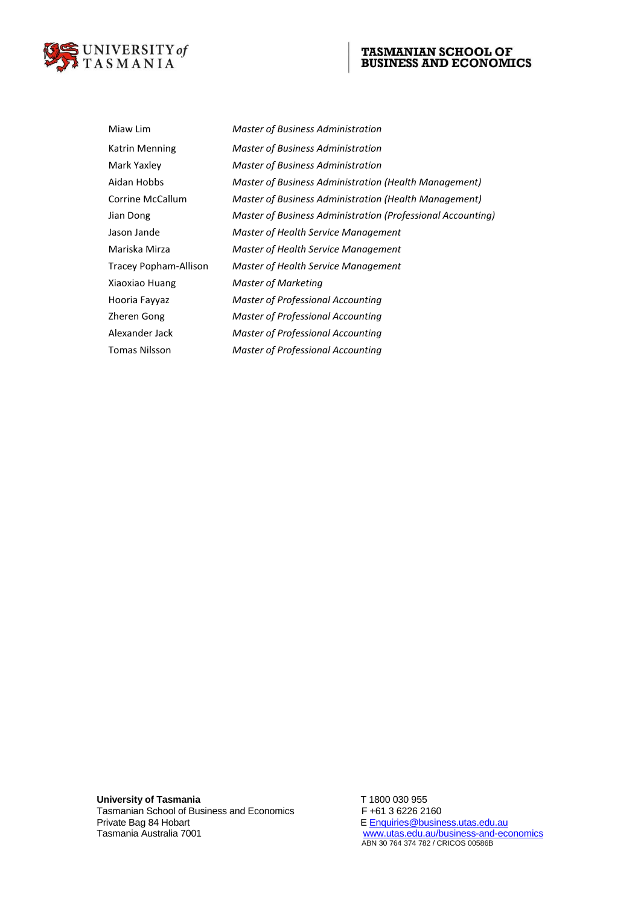| | |
|---|---|
| Miaw Lim | *Master of Business Administration* |
| Katrin Menning | *Master of Business Administration* |
| Mark Yaxley | *Master of Business Administration* |
| Aidan Hobbs | *Master of Business Administration (Health Management)* |
| Corrine McCallum | *Master of Business Administration (Health Management)* |
| Jian Dong | *Master of Business Administration (Professional Accounting)* |
| Jason Jande | *Master of Health Service Management* |
| Mariska Mirza | *Master of Health Service Management* |
| Tracey Popham-Allison | *Master of Health Service Management* |
| Xiaoxiao Huang | *Master of Marketing* |
| Hooria Fayyaz | *Master of Professional Accounting* |
| Zheren Gong | *Master of Professional Accounting* |
| Alexander Jack | *Master of Professional Accounting* |
| Tomas Nilsson | *Master of Professional Accounting* |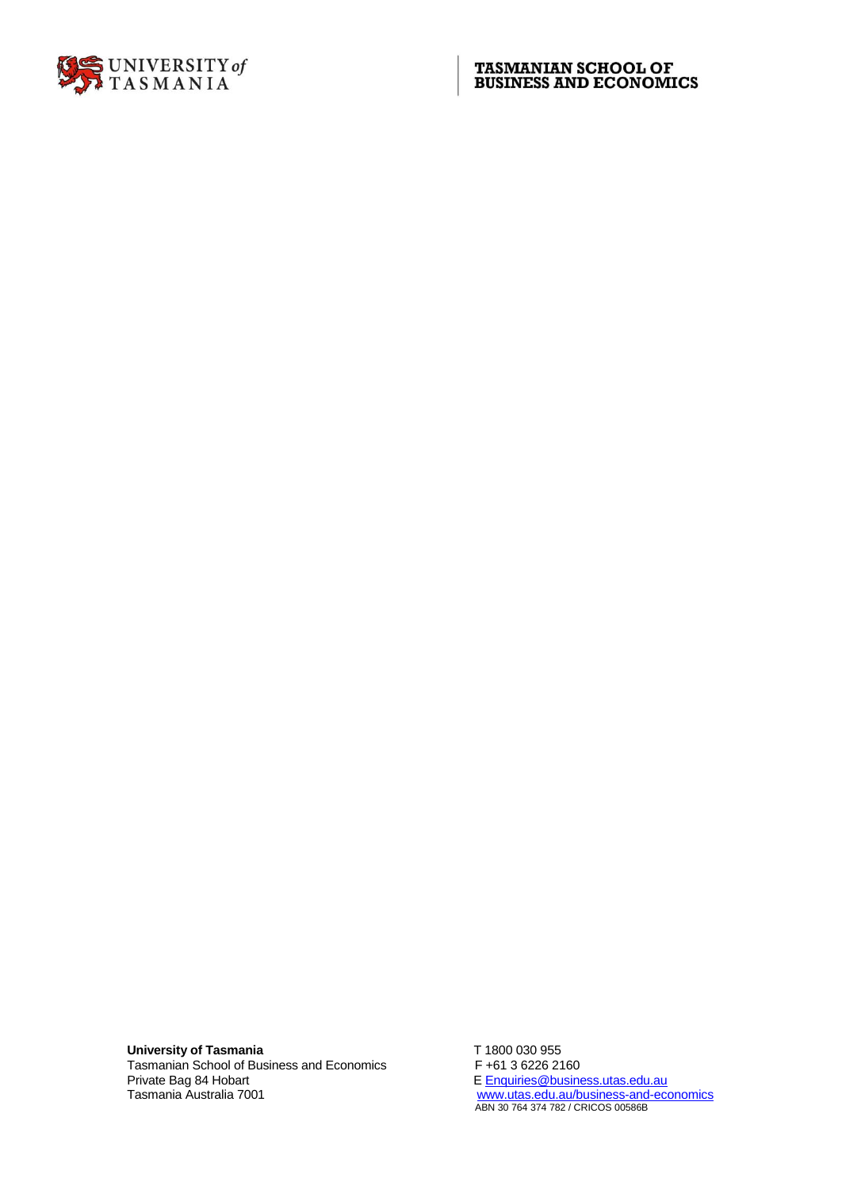UNIVERSITY *of* TASMANIA

**TASMANIAN SCHOOL OF BUSINESS AND ECONOMICS**

**University of Tasmania**
Tasmanian School of Business and Economics
Private Bag 84 Hobart
Tasmania Australia 7001

T 1800 030 955
F +61 3 6226 2160
E Enquiries@business.utas.edu.au
www.utas.edu.au/business-and-economics
ABN 30 764 374 782 / CRICOS 00586B